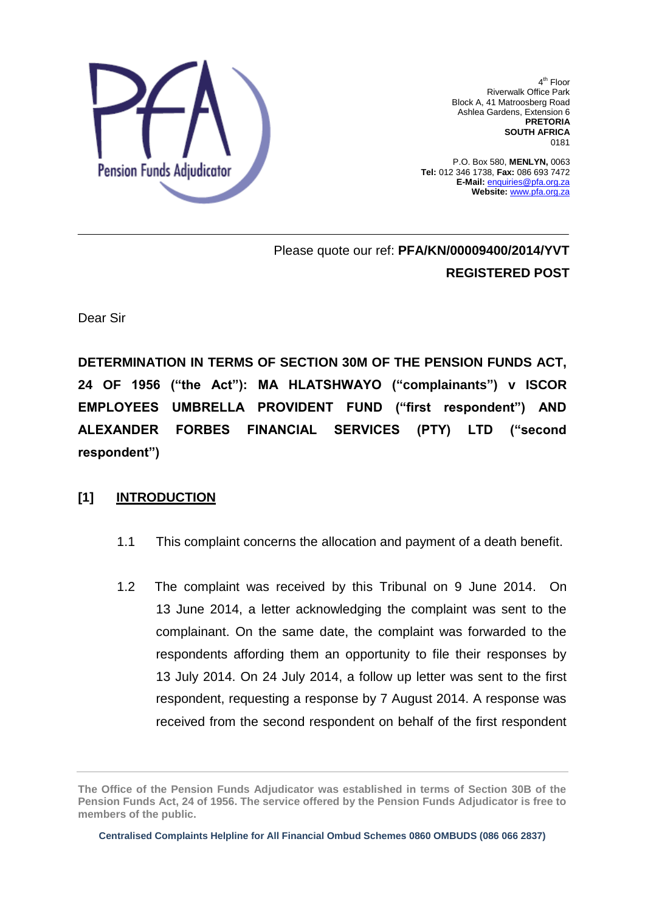Pension Funds Adjudicator

4th Floor
Riverwalk Office Park
Block A, 41 Matroosberg Road
Ashlea Gardens, Extension 6
**PRETORIA**
**SOUTH AFRICA**
0181

P.O. Box 580, **MENLYN,** 0063
**Tel:** 012 346 1738, **Fax:** 086 693 7472
**E-Mail:** enquiries@pfa.org.za
**Website:** www.pfa.org.za

---

Please quote our ref: **PFA/KN/00009400/2014/YVT**

**REGISTERED POST**

Dear Sir

**DETERMINATION IN TERMS OF SECTION 30M OF THE PENSION FUNDS ACT, 24 OF 1956 ("the Act"): MA HLATSHWAYO ("complainants") v ISCOR EMPLOYEES UMBRELLA PROVIDENT FUND ("first respondent") AND ALEXANDER FORBES FINANCIAL SERVICES (PTY) LTD ("second respondent")**

## [1] INTRODUCTION

1.1 This complaint concerns the allocation and payment of a death benefit.

1.2 The complaint was received by this Tribunal on 9 June 2014. On 13 June 2014, a letter acknowledging the complaint was sent to the complainant. On the same date, the complaint was forwarded to the respondents affording them an opportunity to file their responses by 13 July 2014. On 24 July 2014, a follow up letter was sent to the first respondent, requesting a response by 7 August 2014. A response was received from the second respondent on behalf of the first respondent

---

**The Office of the Pension Funds Adjudicator was established in terms of Section 30B of the Pension Funds Act, 24 of 1956. The service offered by the Pension Funds Adjudicator is free to members of the public.**

**Centralised Complaints Helpline for All Financial Ombud Schemes 0860 OMBUDS (086 066 2837)**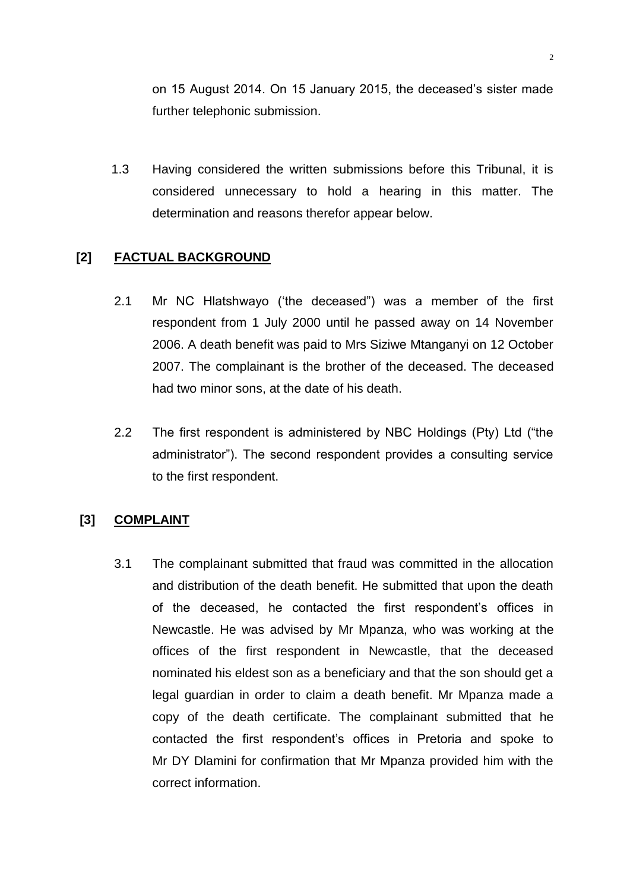on 15 August 2014. On 15 January 2015, the deceased's sister made further telephonic submission.

1.3 Having considered the written submissions before this Tribunal, it is considered unnecessary to hold a hearing in this matter. The determination and reasons therefor appear below.

## [2] FACTUAL BACKGROUND

2.1 Mr NC Hlatshwayo ('the deceased") was a member of the first respondent from 1 July 2000 until he passed away on 14 November 2006. A death benefit was paid to Mrs Siziwe Mtanganyi on 12 October 2007. The complainant is the brother of the deceased. The deceased had two minor sons, at the date of his death.

2.2 The first respondent is administered by NBC Holdings (Pty) Ltd ("the administrator"). The second respondent provides a consulting service to the first respondent.

## [3] COMPLAINT

3.1 The complainant submitted that fraud was committed in the allocation and distribution of the death benefit. He submitted that upon the death of the deceased, he contacted the first respondent's offices in Newcastle. He was advised by Mr Mpanza, who was working at the offices of the first respondent in Newcastle, that the deceased nominated his eldest son as a beneficiary and that the son should get a legal guardian in order to claim a death benefit. Mr Mpanza made a copy of the death certificate. The complainant submitted that he contacted the first respondent's offices in Pretoria and spoke to Mr DY Dlamini for confirmation that Mr Mpanza provided him with the correct information.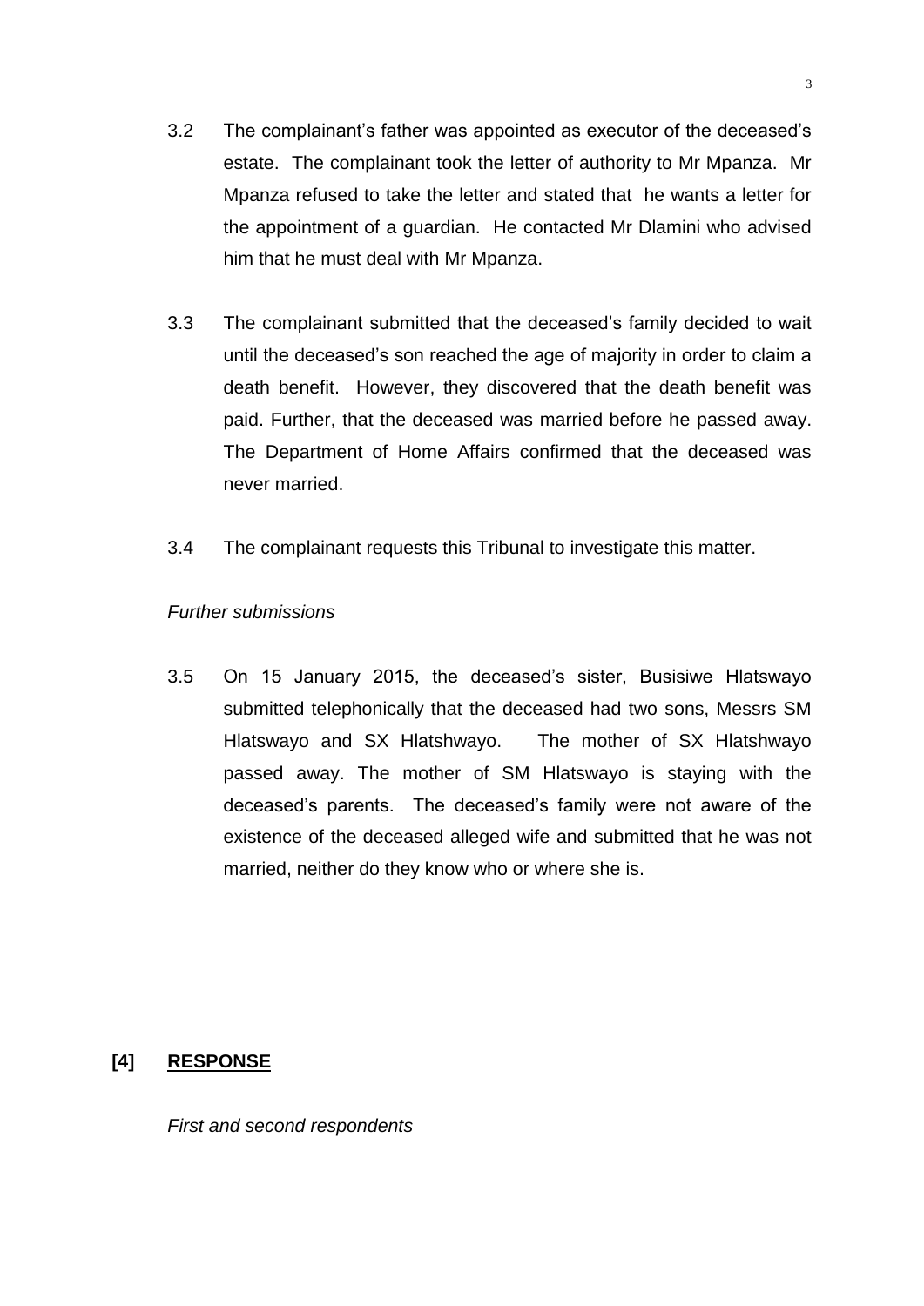3.2 The complainant's father was appointed as executor of the deceased's estate. The complainant took the letter of authority to Mr Mpanza. Mr Mpanza refused to take the letter and stated that he wants a letter for the appointment of a guardian. He contacted Mr Dlamini who advised him that he must deal with Mr Mpanza.

3.3 The complainant submitted that the deceased's family decided to wait until the deceased's son reached the age of majority in order to claim a death benefit. However, they discovered that the death benefit was paid. Further, that the deceased was married before he passed away. The Department of Home Affairs confirmed that the deceased was never married.

3.4 The complainant requests this Tribunal to investigate this matter.

*Further submissions*

3.5 On 15 January 2015, the deceased's sister, Busisiwe Hlatswayo submitted telephonically that the deceased had two sons, Messrs SM Hlatswayo and SX Hlatshwayo. The mother of SX Hlatshwayo passed away. The mother of SM Hlatswayo is staying with the deceased's parents. The deceased's family were not aware of the existence of the deceased alleged wife and submitted that he was not married, neither do they know who or where she is.

## [4] RESPONSE

*First and second respondents*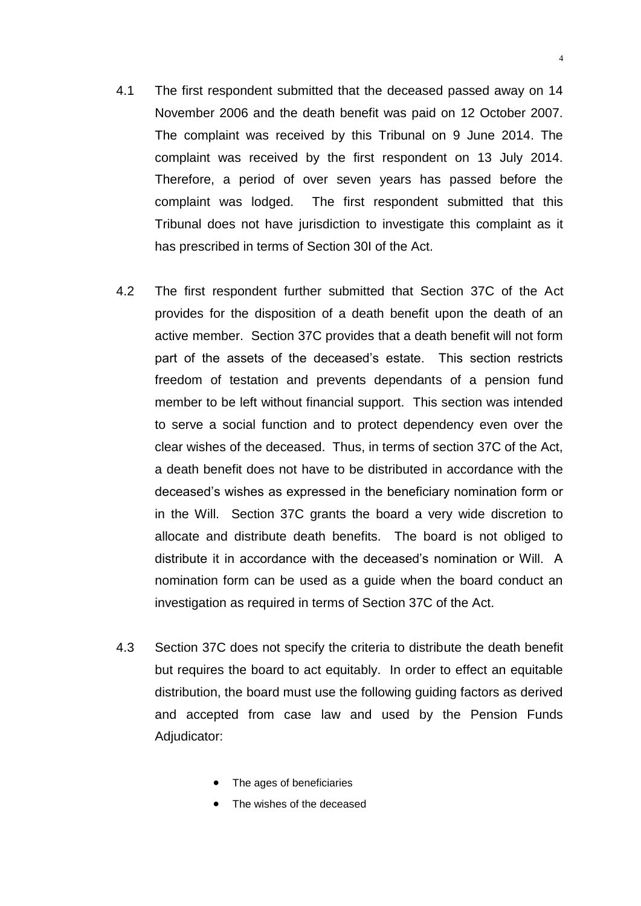4.1 The first respondent submitted that the deceased passed away on 14 November 2006 and the death benefit was paid on 12 October 2007. The complaint was received by this Tribunal on 9 June 2014. The complaint was received by the first respondent on 13 July 2014. Therefore, a period of over seven years has passed before the complaint was lodged. The first respondent submitted that this Tribunal does not have jurisdiction to investigate this complaint as it has prescribed in terms of Section 30I of the Act.

4.2 The first respondent further submitted that Section 37C of the Act provides for the disposition of a death benefit upon the death of an active member. Section 37C provides that a death benefit will not form part of the assets of the deceased's estate. This section restricts freedom of testation and prevents dependants of a pension fund member to be left without financial support. This section was intended to serve a social function and to protect dependency even over the clear wishes of the deceased. Thus, in terms of section 37C of the Act, a death benefit does not have to be distributed in accordance with the deceased's wishes as expressed in the beneficiary nomination form or in the Will. Section 37C grants the board a very wide discretion to allocate and distribute death benefits. The board is not obliged to distribute it in accordance with the deceased's nomination or Will. A nomination form can be used as a guide when the board conduct an investigation as required in terms of Section 37C of the Act.

4.3 Section 37C does not specify the criteria to distribute the death benefit but requires the board to act equitably. In order to effect an equitable distribution, the board must use the following guiding factors as derived and accepted from case law and used by the Pension Funds Adjudicator:

- The ages of beneficiaries
- The wishes of the deceased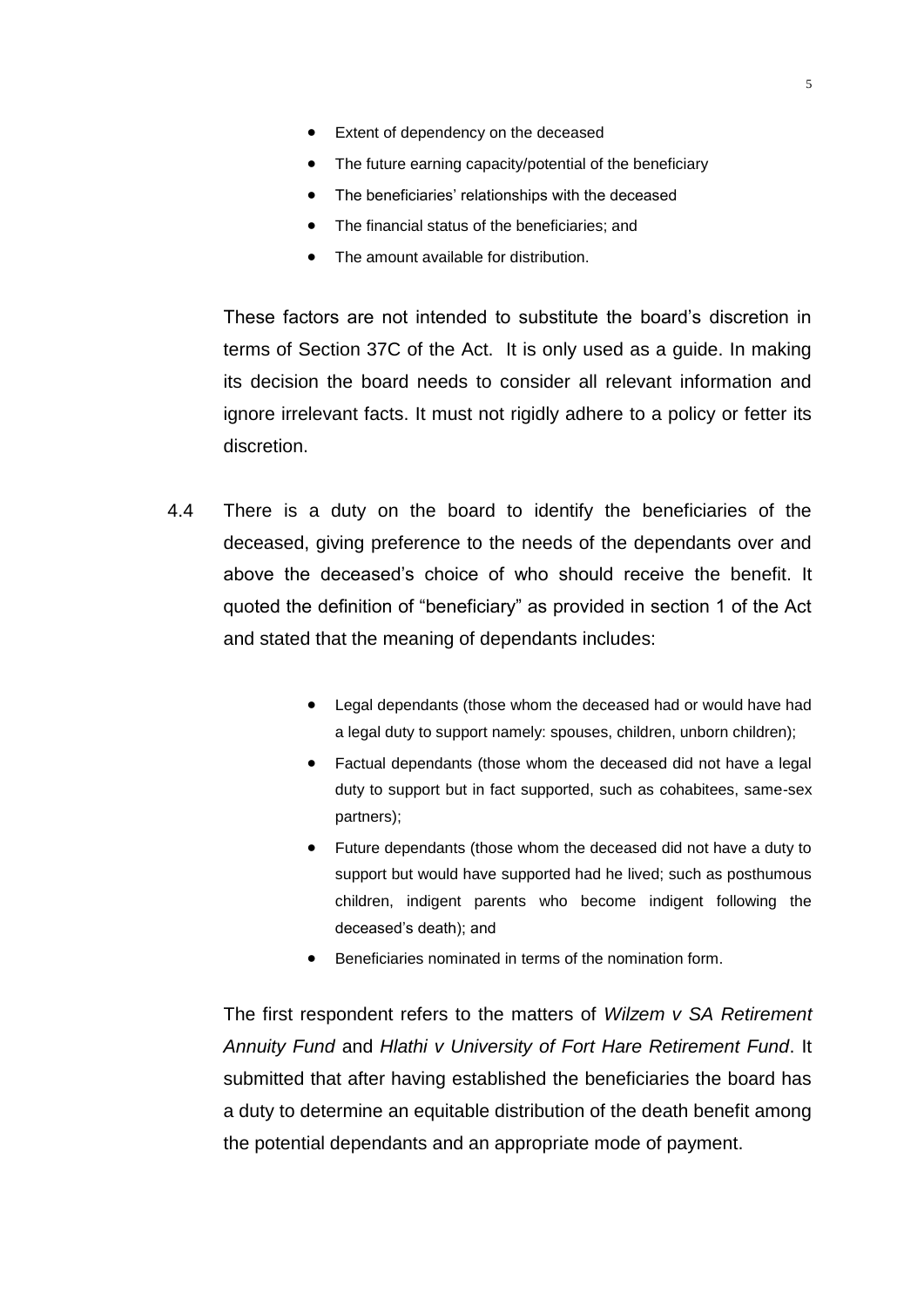- Extent of dependency on the deceased
- The future earning capacity/potential of the beneficiary
- The beneficiaries' relationships with the deceased
- The financial status of the beneficiaries; and
- The amount available for distribution.

These factors are not intended to substitute the board's discretion in terms of Section 37C of the Act. It is only used as a guide. In making its decision the board needs to consider all relevant information and ignore irrelevant facts. It must not rigidly adhere to a policy or fetter its discretion.

4.4 There is a duty on the board to identify the beneficiaries of the deceased, giving preference to the needs of the dependants over and above the deceased's choice of who should receive the benefit. It quoted the definition of "beneficiary" as provided in section 1 of the Act and stated that the meaning of dependants includes:

- Legal dependants (those whom the deceased had or would have had a legal duty to support namely: spouses, children, unborn children);
- Factual dependants (those whom the deceased did not have a legal duty to support but in fact supported, such as cohabitees, same-sex partners);
- Future dependants (those whom the deceased did not have a duty to support but would have supported had he lived; such as posthumous children, indigent parents who become indigent following the deceased's death); and
- Beneficiaries nominated in terms of the nomination form.

The first respondent refers to the matters of *Wilzem v SA Retirement Annuity Fund* and *Hlathi v University of Fort Hare Retirement Fund*. It submitted that after having established the beneficiaries the board has a duty to determine an equitable distribution of the death benefit among the potential dependants and an appropriate mode of payment.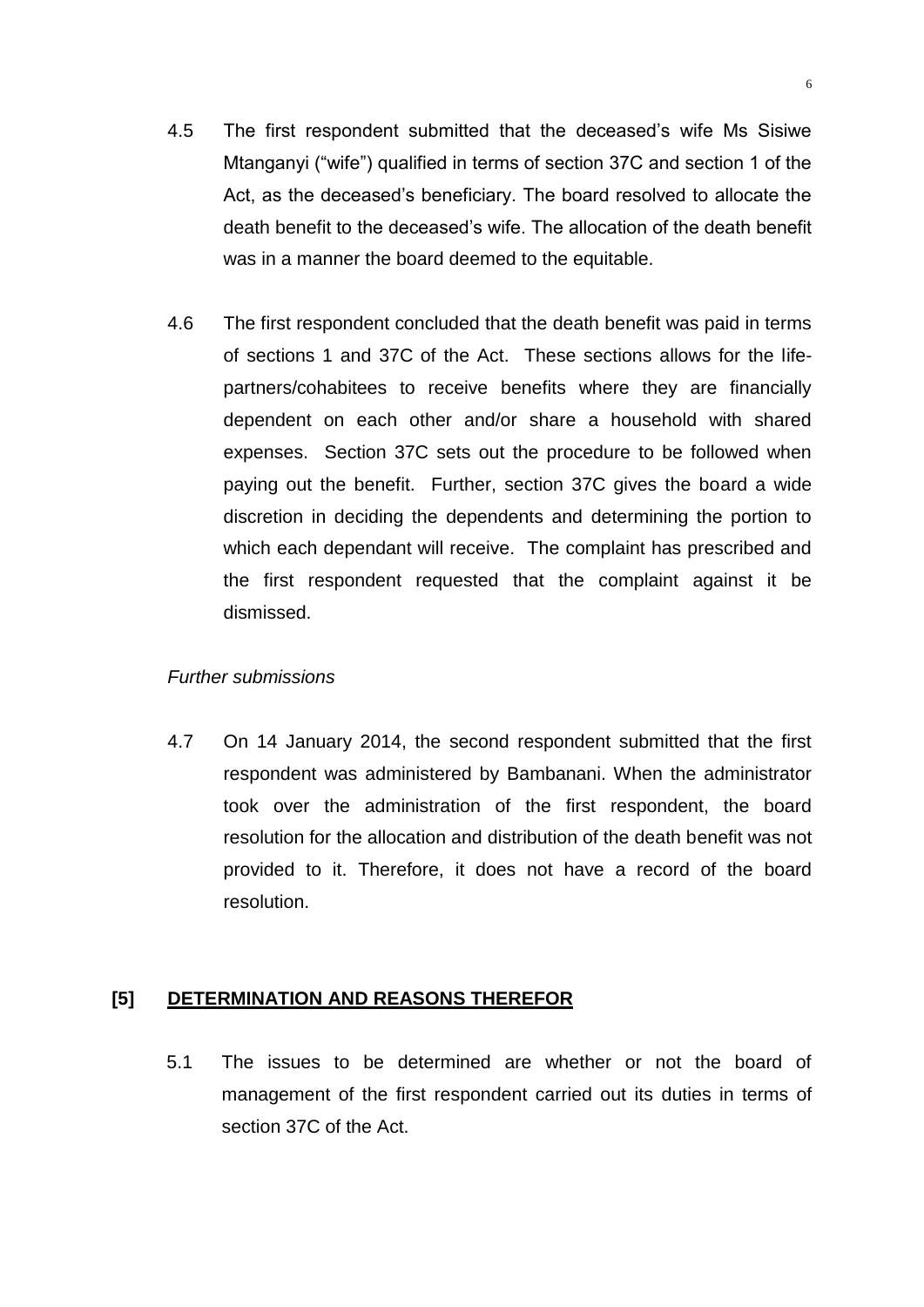4.5 The first respondent submitted that the deceased's wife Ms Sisiwe Mtanganyi ("wife") qualified in terms of section 37C and section 1 of the Act, as the deceased's beneficiary. The board resolved to allocate the death benefit to the deceased's wife. The allocation of the death benefit was in a manner the board deemed to the equitable.

4.6 The first respondent concluded that the death benefit was paid in terms of sections 1 and 37C of the Act. These sections allows for the life-partners/cohabitees to receive benefits where they are financially dependent on each other and/or share a household with shared expenses. Section 37C sets out the procedure to be followed when paying out the benefit. Further, section 37C gives the board a wide discretion in deciding the dependents and determining the portion to which each dependant will receive. The complaint has prescribed and the first respondent requested that the complaint against it be dismissed.

*Further submissions*

4.7 On 14 January 2014, the second respondent submitted that the first respondent was administered by Bambanani. When the administrator took over the administration of the first respondent, the board resolution for the allocation and distribution of the death benefit was not provided to it. Therefore, it does not have a record of the board resolution.

## [5] DETERMINATION AND REASONS THEREFOR

5.1 The issues to be determined are whether or not the board of management of the first respondent carried out its duties in terms of section 37C of the Act.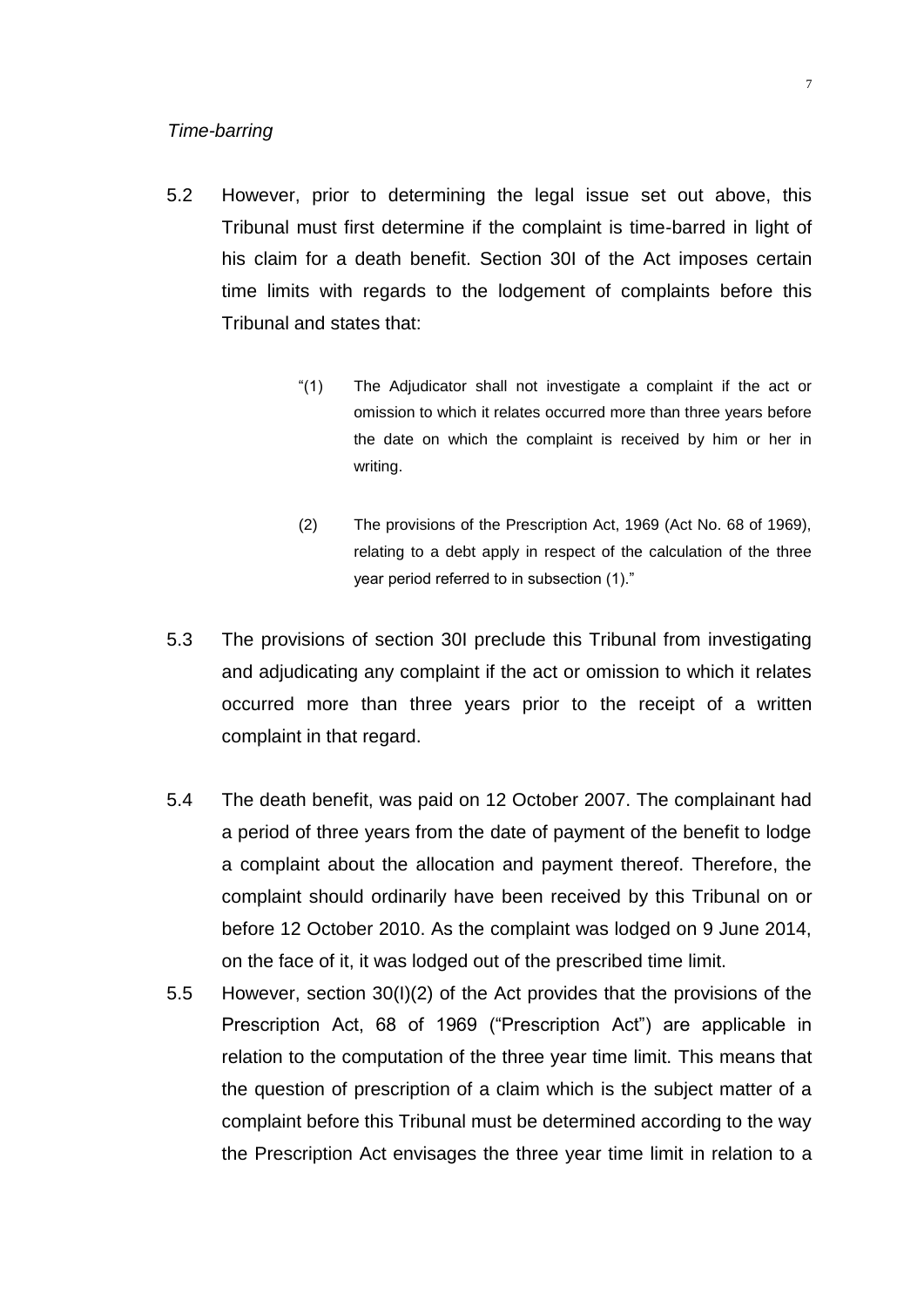*Time-barring*

5.2 However, prior to determining the legal issue set out above, this Tribunal must first determine if the complaint is time-barred in light of his claim for a death benefit. Section 30I of the Act imposes certain time limits with regards to the lodgement of complaints before this Tribunal and states that:

> "(1) The Adjudicator shall not investigate a complaint if the act or omission to which it relates occurred more than three years before the date on which the complaint is received by him or her in writing.
>
> (2) The provisions of the Prescription Act, 1969 (Act No. 68 of 1969), relating to a debt apply in respect of the calculation of the three year period referred to in subsection (1)."

5.3 The provisions of section 30I preclude this Tribunal from investigating and adjudicating any complaint if the act or omission to which it relates occurred more than three years prior to the receipt of a written complaint in that regard.

5.4 The death benefit, was paid on 12 October 2007. The complainant had a period of three years from the date of payment of the benefit to lodge a complaint about the allocation and payment thereof. Therefore, the complaint should ordinarily have been received by this Tribunal on or before 12 October 2010. As the complaint was lodged on 9 June 2014, on the face of it, it was lodged out of the prescribed time limit.

5.5 However, section 30(I)(2) of the Act provides that the provisions of the Prescription Act, 68 of 1969 ("Prescription Act") are applicable in relation to the computation of the three year time limit. This means that the question of prescription of a claim which is the subject matter of a complaint before this Tribunal must be determined according to the way the Prescription Act envisages the three year time limit in relation to a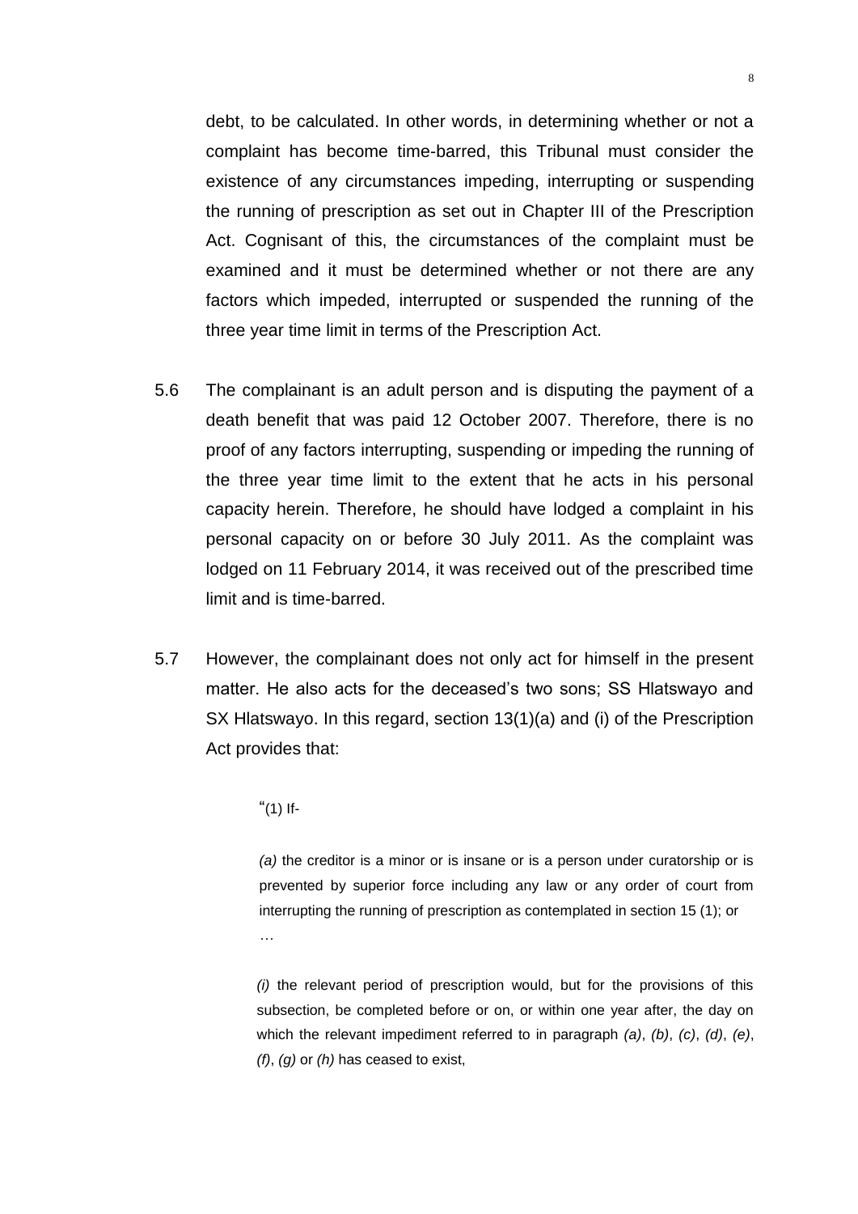debt, to be calculated. In other words, in determining whether or not a complaint has become time-barred, this Tribunal must consider the existence of any circumstances impeding, interrupting or suspending the running of prescription as set out in Chapter III of the Prescription Act. Cognisant of this, the circumstances of the complaint must be examined and it must be determined whether or not there are any factors which impeded, interrupted or suspended the running of the three year time limit in terms of the Prescription Act.

5.6 The complainant is an adult person and is disputing the payment of a death benefit that was paid 12 October 2007. Therefore, there is no proof of any factors interrupting, suspending or impeding the running of the three year time limit to the extent that he acts in his personal capacity herein. Therefore, he should have lodged a complaint in his personal capacity on or before 30 July 2011. As the complaint was lodged on 11 February 2014, it was received out of the prescribed time limit and is time-barred.

5.7 However, the complainant does not only act for himself in the present matter. He also acts for the deceased's two sons; SS Hlatswayo and SX Hlatswayo. In this regard, section 13(1)(a) and (i) of the Prescription Act provides that:

> "(1) If-
>
> *(a)* the creditor is a minor or is insane or is a person under curatorship or is prevented by superior force including any law or any order of court from interrupting the running of prescription as contemplated in section 15 (1); or
>
> …
>
> *(i)* the relevant period of prescription would, but for the provisions of this subsection, be completed before or on, or within one year after, the day on which the relevant impediment referred to in paragraph *(a)*, *(b)*, *(c)*, *(d)*, *(e)*, *(f)*, *(g)* or *(h)* has ceased to exist,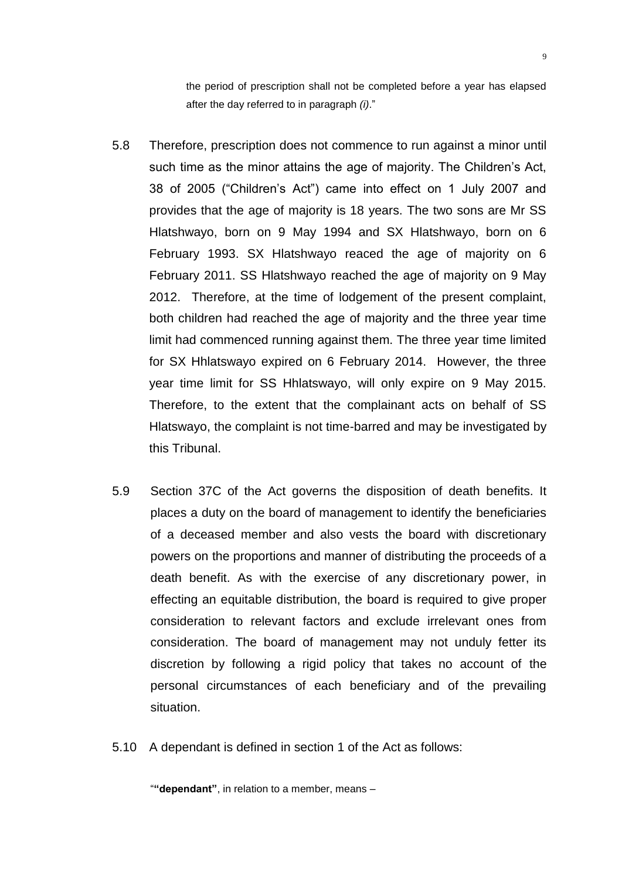the period of prescription shall not be completed before a year has elapsed after the day referred to in paragraph *(i)*."

5.8 Therefore, prescription does not commence to run against a minor until such time as the minor attains the age of majority. The Children's Act, 38 of 2005 ("Children's Act") came into effect on 1 July 2007 and provides that the age of majority is 18 years. The two sons are Mr SS Hlatshwayo, born on 9 May 1994 and SX Hlatshwayo, born on 6 February 1993. SX Hlatshwayo reaced the age of majority on 6 February 2011. SS Hlatshwayo reached the age of majority on 9 May 2012. Therefore, at the time of lodgement of the present complaint, both children had reached the age of majority and the three year time limit had commenced running against them. The three year time limited for SX Hhlatswayo expired on 6 February 2014. However, the three year time limit for SS Hhlatswayo, will only expire on 9 May 2015. Therefore, to the extent that the complainant acts on behalf of SS Hlatswayo, the complaint is not time-barred and may be investigated by this Tribunal.

5.9 Section 37C of the Act governs the disposition of death benefits. It places a duty on the board of management to identify the beneficiaries of a deceased member and also vests the board with discretionary powers on the proportions and manner of distributing the proceeds of a death benefit. As with the exercise of any discretionary power, in effecting an equitable distribution, the board is required to give proper consideration to relevant factors and exclude irrelevant ones from consideration. The board of management may not unduly fetter its discretion by following a rigid policy that takes no account of the personal circumstances of each beneficiary and of the prevailing situation.

5.10 A dependant is defined in section 1 of the Act as follows:

"**"dependant"**, in relation to a member, means –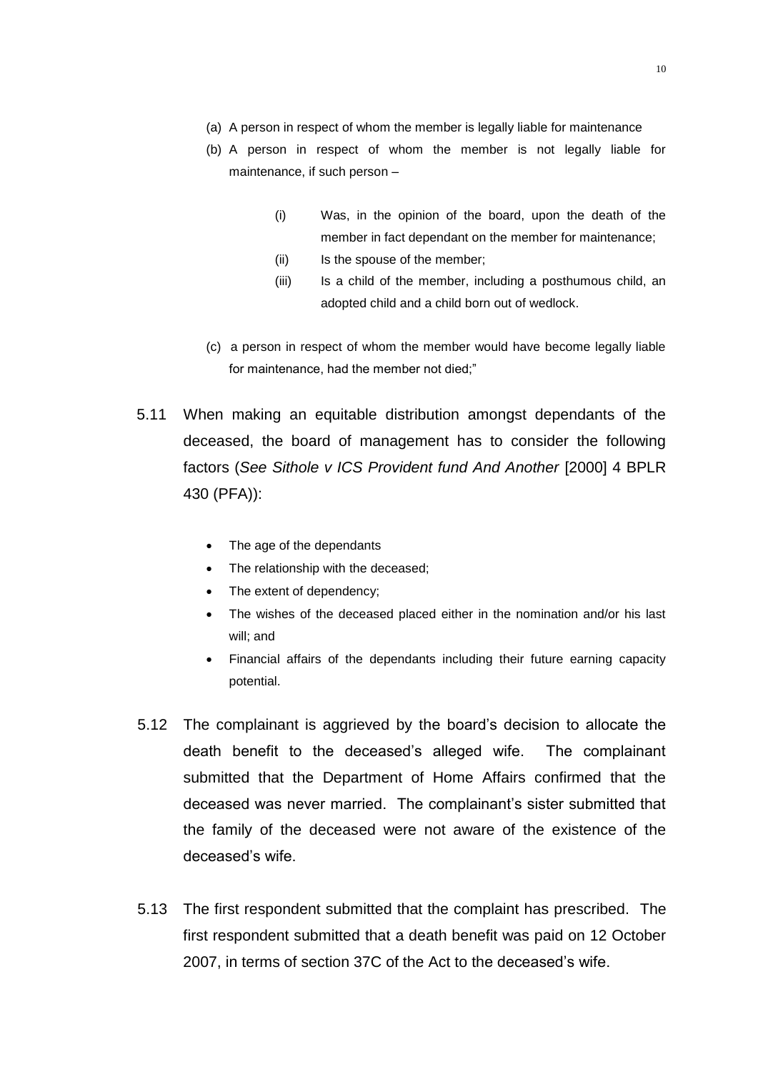(a) A person in respect of whom the member is legally liable for maintenance

(b) A person in respect of whom the member is not legally liable for maintenance, if such person –

  (i) Was, in the opinion of the board, upon the death of the member in fact dependant on the member for maintenance;

  (ii) Is the spouse of the member;

  (iii) Is a child of the member, including a posthumous child, an adopted child and a child born out of wedlock.

(c) a person in respect of whom the member would have become legally liable for maintenance, had the member not died;"

5.11 When making an equitable distribution amongst dependants of the deceased, the board of management has to consider the following factors (*See Sithole v ICS Provident fund And Another* [2000] 4 BPLR 430 (PFA)):

- The age of the dependants
- The relationship with the deceased;
- The extent of dependency;
- The wishes of the deceased placed either in the nomination and/or his last will; and
- Financial affairs of the dependants including their future earning capacity potential.

5.12 The complainant is aggrieved by the board's decision to allocate the death benefit to the deceased's alleged wife. The complainant submitted that the Department of Home Affairs confirmed that the deceased was never married. The complainant's sister submitted that the family of the deceased were not aware of the existence of the deceased's wife.

5.13 The first respondent submitted that the complaint has prescribed. The first respondent submitted that a death benefit was paid on 12 October 2007, in terms of section 37C of the Act to the deceased's wife.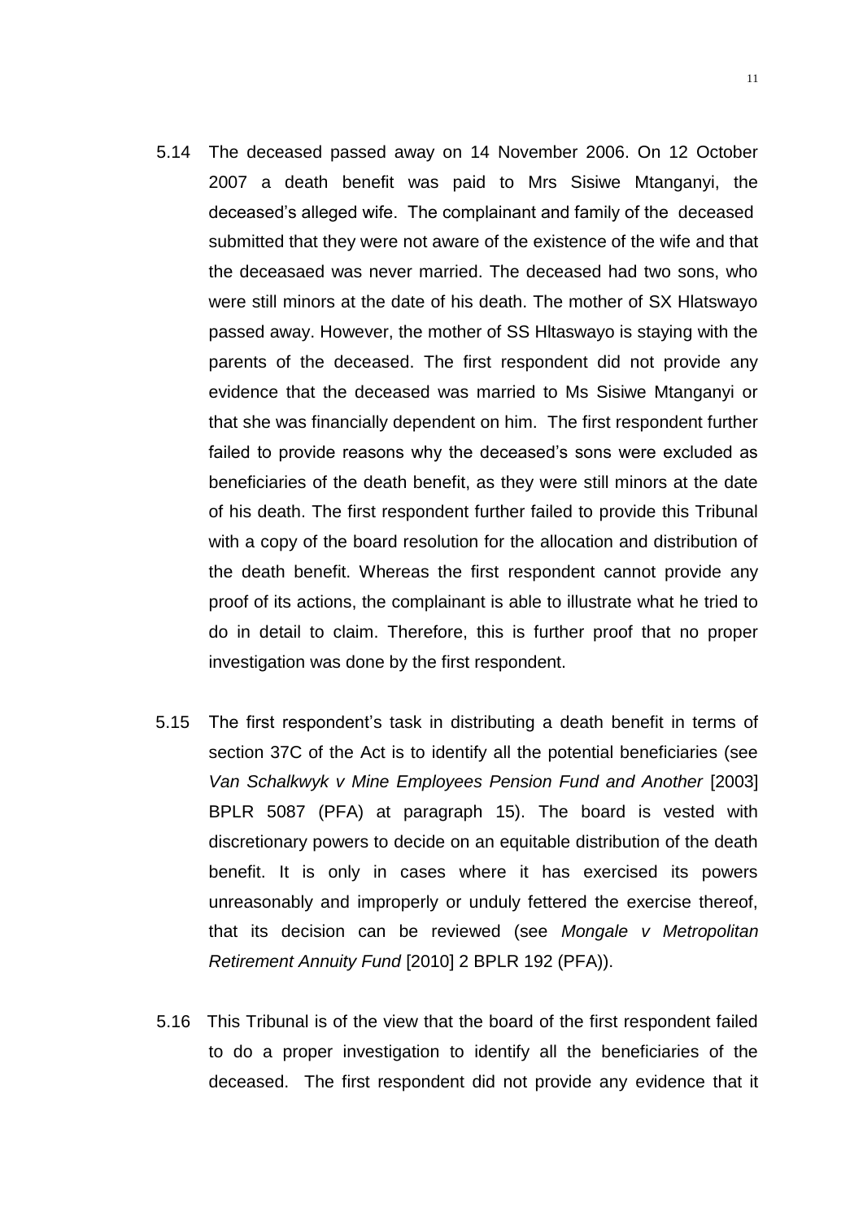5.14 The deceased passed away on 14 November 2006. On 12 October 2007 a death benefit was paid to Mrs Sisiwe Mtanganyi, the deceased's alleged wife. The complainant and family of the deceased submitted that they were not aware of the existence of the wife and that the deceasaed was never married. The deceased had two sons, who were still minors at the date of his death. The mother of SX Hlatswayo passed away. However, the mother of SS Hltaswayo is staying with the parents of the deceased. The first respondent did not provide any evidence that the deceased was married to Ms Sisiwe Mtanganyi or that she was financially dependent on him. The first respondent further failed to provide reasons why the deceased's sons were excluded as beneficiaries of the death benefit, as they were still minors at the date of his death. The first respondent further failed to provide this Tribunal with a copy of the board resolution for the allocation and distribution of the death benefit. Whereas the first respondent cannot provide any proof of its actions, the complainant is able to illustrate what he tried to do in detail to claim. Therefore, this is further proof that no proper investigation was done by the first respondent.

5.15 The first respondent's task in distributing a death benefit in terms of section 37C of the Act is to identify all the potential beneficiaries (see *Van Schalkwyk v Mine Employees Pension Fund and Another* [2003] BPLR 5087 (PFA) at paragraph 15). The board is vested with discretionary powers to decide on an equitable distribution of the death benefit. It is only in cases where it has exercised its powers unreasonably and improperly or unduly fettered the exercise thereof, that its decision can be reviewed (see *Mongale v Metropolitan Retirement Annuity Fund* [2010] 2 BPLR 192 (PFA)).

5.16 This Tribunal is of the view that the board of the first respondent failed to do a proper investigation to identify all the beneficiaries of the deceased. The first respondent did not provide any evidence that it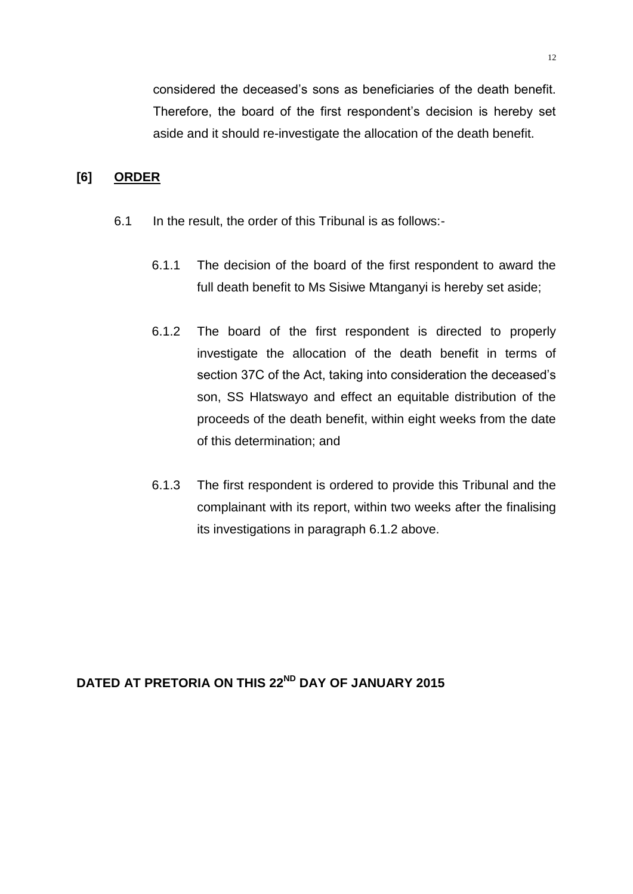considered the deceased's sons as beneficiaries of the death benefit. Therefore, the board of the first respondent's decision is hereby set aside and it should re-investigate the allocation of the death benefit.

## [6] ORDER

6.1 In the result, the order of this Tribunal is as follows:-

6.1.1 The decision of the board of the first respondent to award the full death benefit to Ms Sisiwe Mtanganyi is hereby set aside;

6.1.2 The board of the first respondent is directed to properly investigate the allocation of the death benefit in terms of section 37C of the Act, taking into consideration the deceased's son, SS Hlatswayo and effect an equitable distribution of the proceeds of the death benefit, within eight weeks from the date of this determination; and

6.1.3 The first respondent is ordered to provide this Tribunal and the complainant with its report, within two weeks after the finalising its investigations in paragraph 6.1.2 above.

**DATED AT PRETORIA ON THIS 22ND DAY OF JANUARY 2015**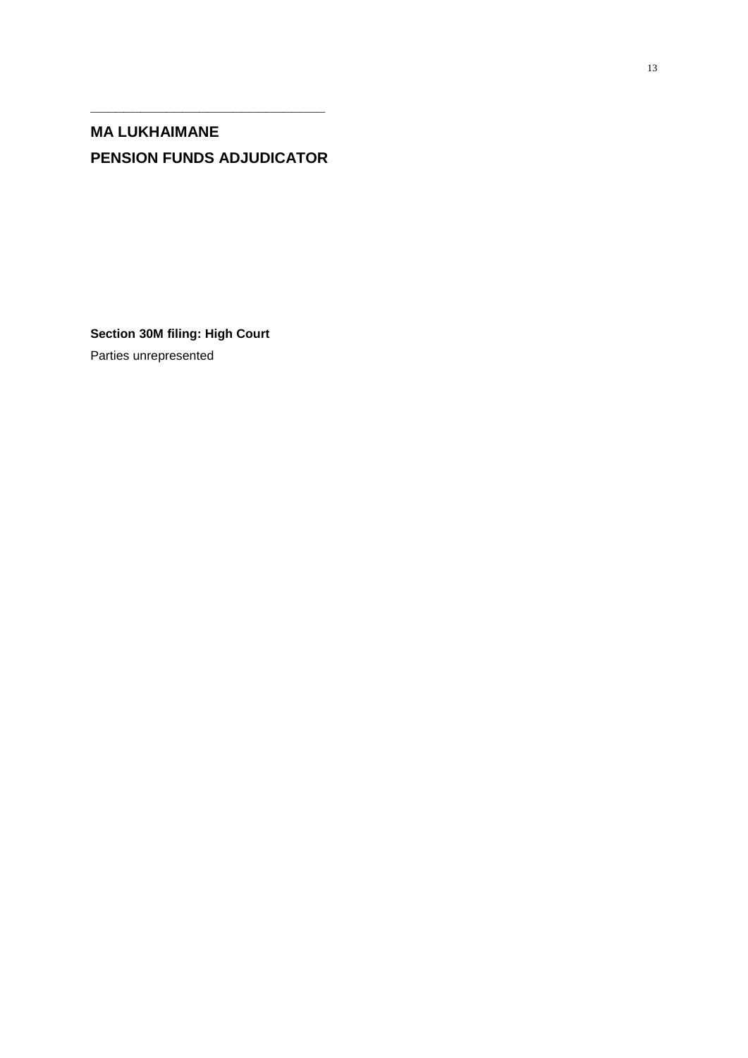________________________________

**MA LUKHAIMANE**
**PENSION FUNDS ADJUDICATOR**

**Section 30M filing: High Court**
Parties unrepresented